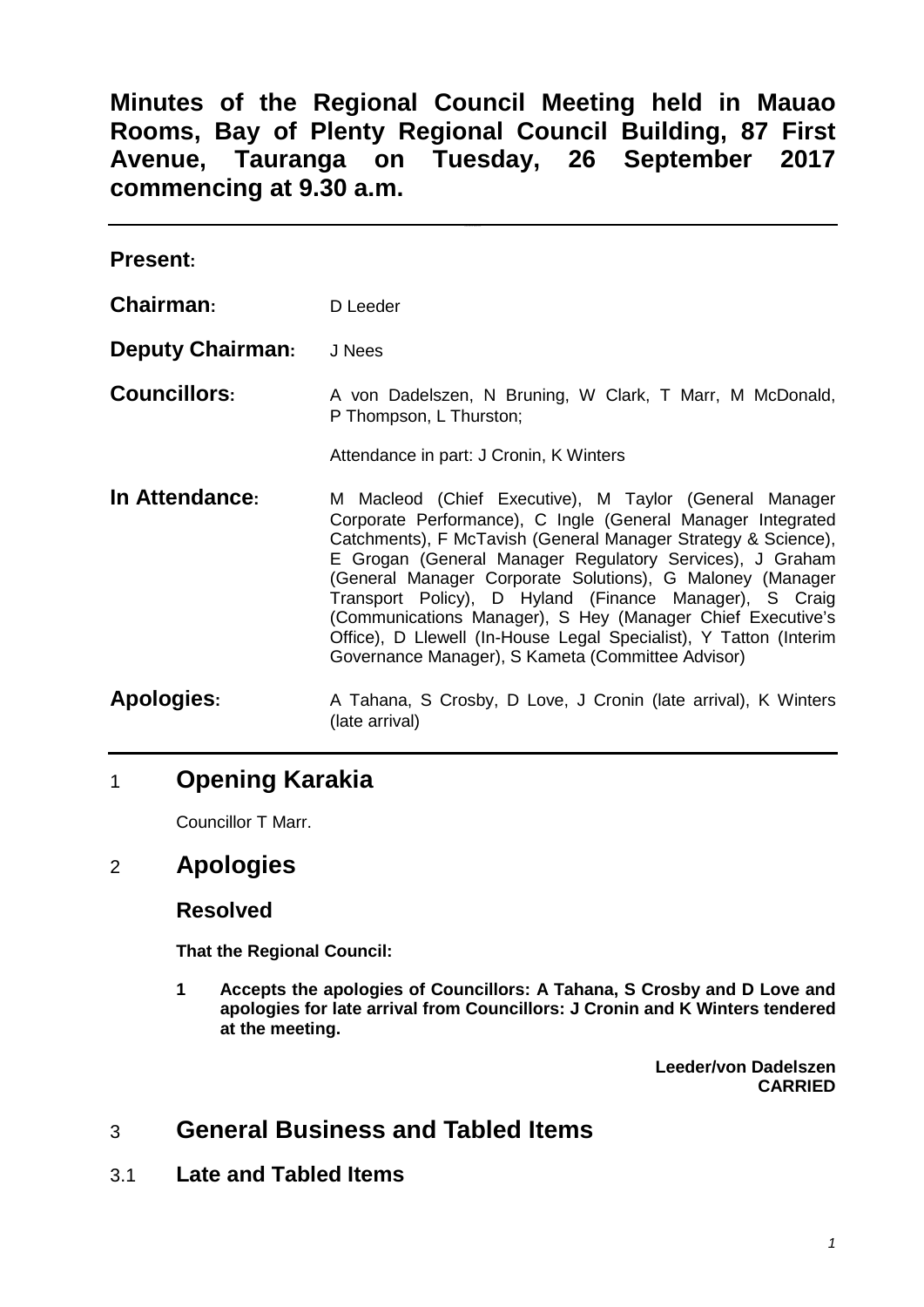# Minutes of the Regional Council Meeting held in Mauao Rooms, Bay of Plenty Regional Council Building, 87 First Avenue, Tauranga on Tuesday, 26 September 2017 commencing at 9.30 a.m.

**Present:**

**Chairman:** D Leeder

**Deputy Chairman:** J Nees

**Councillors:** A von Dadelszen, N Bruning, W Clark, T Marr, M McDonald, P Thompson, L Thurston;

Attendance in part: J Cronin, K Winters

**In Attendance:** M Macleod (Chief Executive), M Taylor (General Manager Corporate Performance), C Ingle (General Manager Integrated Catchments), F McTavish (General Manager Strategy & Science), E Grogan (General Manager Regulatory Services), J Graham (General Manager Corporate Solutions), G Maloney (Manager Transport Policy), D Hyland (Finance Manager), S Craig (Communications Manager), S Hey (Manager Chief Executive's Office), D Llewell (In-House Legal Specialist), Y Tatton (Interim Governance Manager), S Kameta (Committee Advisor)

**Apologies:** A Tahana, S Crosby, D Love, J Cronin (late arrival), K Winters (late arrival)

## 1 Opening Karakia

Councillor T Marr.

## 2 Apologies

### Resolved

**That the Regional Council:**

**1 Accepts the apologies of Councillors: A Tahana, S Crosby and D Love and apologies for late arrival from Councillors: J Cronin and K Winters tendered at the meeting.**

**Leeder/von Dadelszen**
**CARRIED**

## 3 General Business and Tabled Items

### 3.1 Late and Tabled Items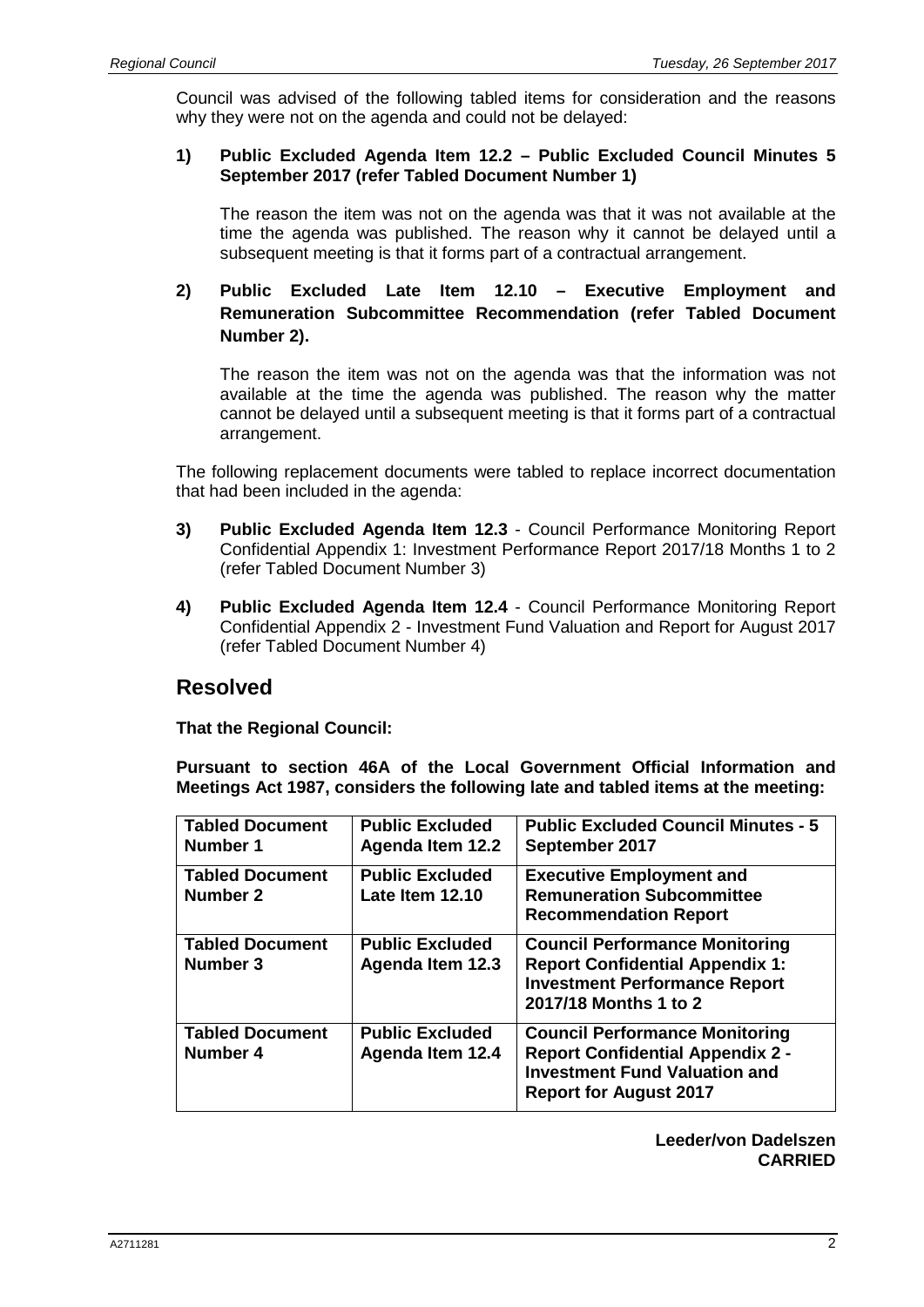Council was advised of the following tabled items for consideration and the reasons why they were not on the agenda and could not be delayed:

**1) Public Excluded Agenda Item 12.2 – Public Excluded Council Minutes 5 September 2017 (refer Tabled Document Number 1)**

The reason the item was not on the agenda was that it was not available at the time the agenda was published. The reason why it cannot be delayed until a subsequent meeting is that it forms part of a contractual arrangement.

**2) Public Excluded Late Item 12.10 – Executive Employment and Remuneration Subcommittee Recommendation (refer Tabled Document Number 2).**

The reason the item was not on the agenda was that the information was not available at the time the agenda was published. The reason why the matter cannot be delayed until a subsequent meeting is that it forms part of a contractual arrangement.

The following replacement documents were tabled to replace incorrect documentation that had been included in the agenda:

3) **Public Excluded Agenda Item 12.3** - Council Performance Monitoring Report Confidential Appendix 1: Investment Performance Report 2017/18 Months 1 to 2 (refer Tabled Document Number 3)

4) **Public Excluded Agenda Item 12.4** - Council Performance Monitoring Report Confidential Appendix 2 - Investment Fund Valuation and Report for August 2017 (refer Tabled Document Number 4)

## Resolved

**That the Regional Council:**

**Pursuant to section 46A of the Local Government Official Information and Meetings Act 1987, considers the following late and tabled items at the meeting:**

| **Tabled Document Number 1** | **Public Excluded Agenda Item 12.2** | **Public Excluded Council Minutes - 5 September 2017** |
|---|---|---|
| **Tabled Document Number 2** | **Public Excluded Late Item 12.10** | **Executive Employment and Remuneration Subcommittee Recommendation Report** |
| **Tabled Document Number 3** | **Public Excluded Agenda Item 12.3** | **Council Performance Monitoring Report Confidential Appendix 1: Investment Performance Report 2017/18 Months 1 to 2** |
| **Tabled Document Number 4** | **Public Excluded Agenda Item 12.4** | **Council Performance Monitoring Report Confidential Appendix 2 - Investment Fund Valuation and Report for August 2017** |

**Leeder/von Dadelszen**
**CARRIED**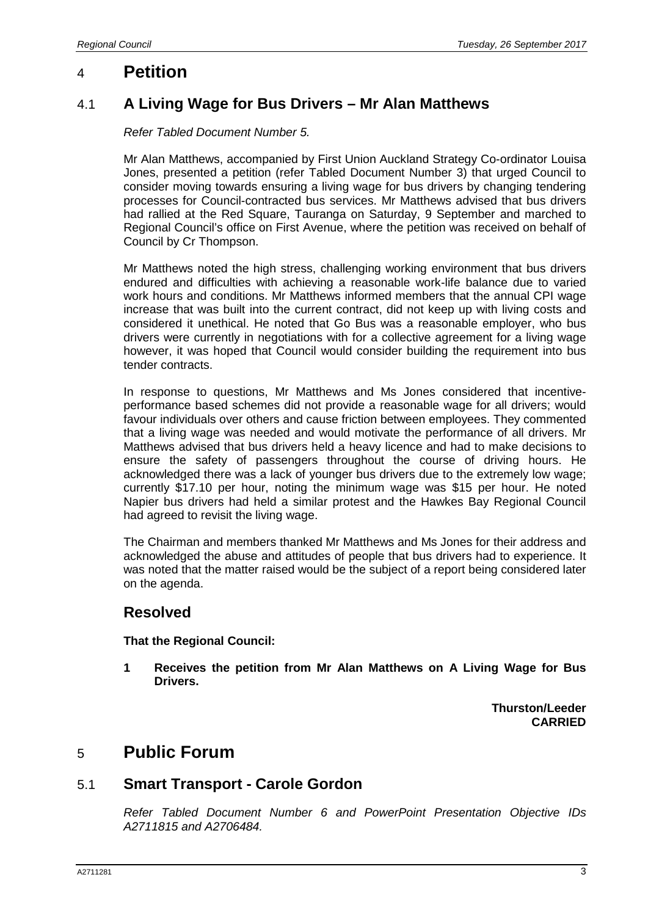## 4 Petition

### 4.1 A Living Wage for Bus Drivers – Mr Alan Matthews

*Refer Tabled Document Number 5.*

Mr Alan Matthews, accompanied by First Union Auckland Strategy Co-ordinator Louisa Jones, presented a petition (refer Tabled Document Number 3) that urged Council to consider moving towards ensuring a living wage for bus drivers by changing tendering processes for Council-contracted bus services. Mr Matthews advised that bus drivers had rallied at the Red Square, Tauranga on Saturday, 9 September and marched to Regional Council's office on First Avenue, where the petition was received on behalf of Council by Cr Thompson.

Mr Matthews noted the high stress, challenging working environment that bus drivers endured and difficulties with achieving a reasonable work-life balance due to varied work hours and conditions. Mr Matthews informed members that the annual CPI wage increase that was built into the current contract, did not keep up with living costs and considered it unethical. He noted that Go Bus was a reasonable employer, who bus drivers were currently in negotiations with for a collective agreement for a living wage however, it was hoped that Council would consider building the requirement into bus tender contracts.

In response to questions, Mr Matthews and Ms Jones considered that incentive-performance based schemes did not provide a reasonable wage for all drivers; would favour individuals over others and cause friction between employees. They commented that a living wage was needed and would motivate the performance of all drivers. Mr Matthews advised that bus drivers held a heavy licence and had to make decisions to ensure the safety of passengers throughout the course of driving hours. He acknowledged there was a lack of younger bus drivers due to the extremely low wage; currently \$17.10 per hour, noting the minimum wage was \$15 per hour. He noted Napier bus drivers had held a similar protest and the Hawkes Bay Regional Council had agreed to revisit the living wage.

The Chairman and members thanked Mr Matthews and Ms Jones for their address and acknowledged the abuse and attitudes of people that bus drivers had to experience. It was noted that the matter raised would be the subject of a report being considered later on the agenda.

### Resolved

**That the Regional Council:**

**1 Receives the petition from Mr Alan Matthews on A Living Wage for Bus Drivers.**

**Thurston/Leeder**
**CARRIED**

## 5 Public Forum

### 5.1 Smart Transport - Carole Gordon

*Refer Tabled Document Number 6 and PowerPoint Presentation Objective IDs A2711815 and A2706484.*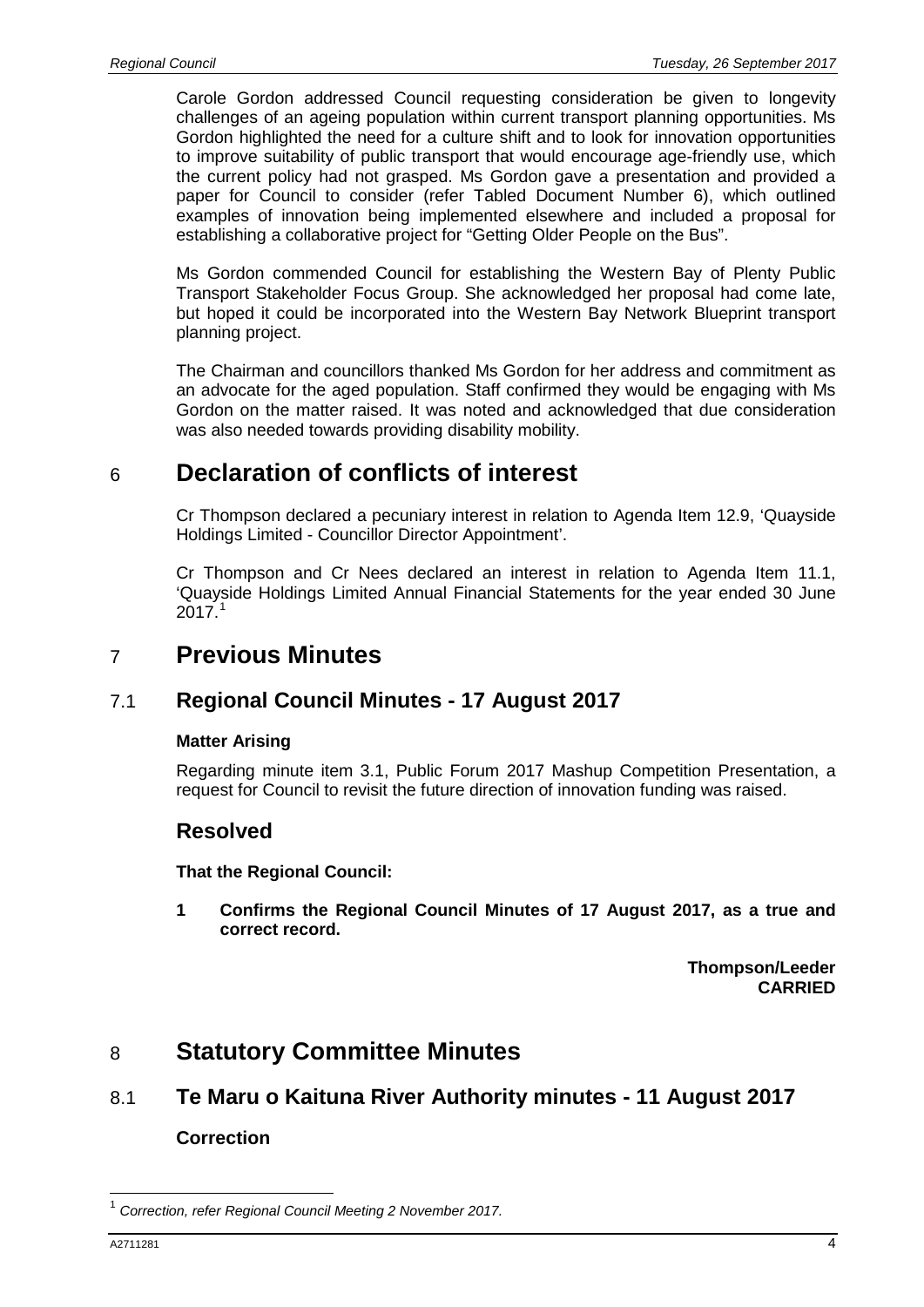Carole Gordon addressed Council requesting consideration be given to longevity challenges of an ageing population within current transport planning opportunities. Ms Gordon highlighted the need for a culture shift and to look for innovation opportunities to improve suitability of public transport that would encourage age-friendly use, which the current policy had not grasped. Ms Gordon gave a presentation and provided a paper for Council to consider (refer Tabled Document Number 6), which outlined examples of innovation being implemented elsewhere and included a proposal for establishing a collaborative project for "Getting Older People on the Bus".

Ms Gordon commended Council for establishing the Western Bay of Plenty Public Transport Stakeholder Focus Group. She acknowledged her proposal had come late, but hoped it could be incorporated into the Western Bay Network Blueprint transport planning project.

The Chairman and councillors thanked Ms Gordon for her address and commitment as an advocate for the aged population. Staff confirmed they would be engaging with Ms Gordon on the matter raised. It was noted and acknowledged that due consideration was also needed towards providing disability mobility.

# 6 Declaration of conflicts of interest

Cr Thompson declared a pecuniary interest in relation to Agenda Item 12.9, 'Quayside Holdings Limited - Councillor Director Appointment'.

Cr Thompson and Cr Nees declared an interest in relation to Agenda Item 11.1, 'Quayside Holdings Limited Annual Financial Statements for the year ended 30 June 2017.[1]

# 7 Previous Minutes

## 7.1 Regional Council Minutes - 17 August 2017

**Matter Arising**

Regarding minute item 3.1, Public Forum 2017 Mashup Competition Presentation, a request for Council to revisit the future direction of innovation funding was raised.

### Resolved

**That the Regional Council:**

**1 Confirms the Regional Council Minutes of 17 August 2017, as a true and correct record.**

**Thompson/Leeder**
**CARRIED**

# 8 Statutory Committee Minutes

## 8.1 Te Maru o Kaituna River Authority minutes - 11 August 2017

**Correction**

[1] *Correction, refer Regional Council Meeting 2 November 2017.*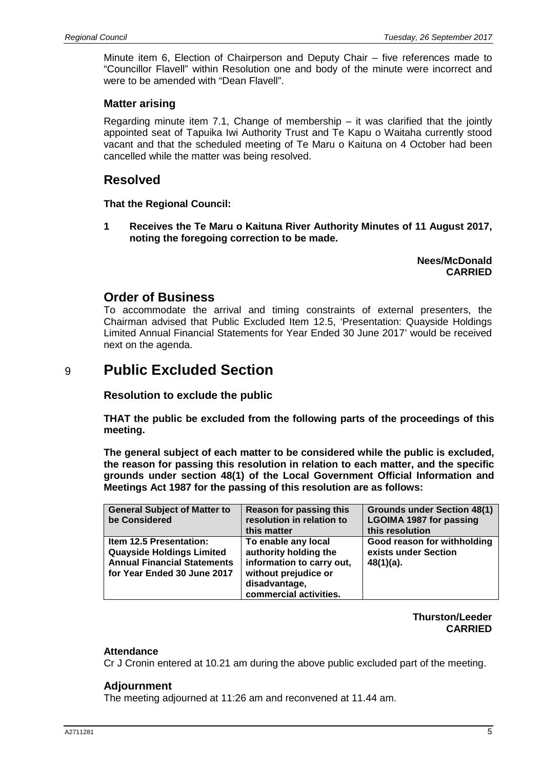Minute item 6, Election of Chairperson and Deputy Chair – five references made to "Councillor Flavell" within Resolution one and body of the minute were incorrect and were to be amended with "Dean Flavell".

### Matter arising

Regarding minute item 7.1, Change of membership – it was clarified that the jointly appointed seat of Tapuika Iwi Authority Trust and Te Kapu o Waitaha currently stood vacant and that the scheduled meeting of Te Maru o Kaituna on 4 October had been cancelled while the matter was being resolved.

## Resolved

**That the Regional Council:**

**1 Receives the Te Maru o Kaituna River Authority Minutes of 11 August 2017, noting the foregoing correction to be made.**

**Nees/McDonald**
**CARRIED**

## Order of Business

To accommodate the arrival and timing constraints of external presenters, the Chairman advised that Public Excluded Item 12.5, 'Presentation: Quayside Holdings Limited Annual Financial Statements for Year Ended 30 June 2017' would be received next on the agenda.

# 9 Public Excluded Section

### Resolution to exclude the public

**THAT the public be excluded from the following parts of the proceedings of this meeting.**

**The general subject of each matter to be considered while the public is excluded, the reason for passing this resolution in relation to each matter, and the specific grounds under section 48(1) of the Local Government Official Information and Meetings Act 1987 for the passing of this resolution are as follows:**

| General Subject of Matter to be Considered | Reason for passing this resolution in relation to this matter | Grounds under Section 48(1) LGOIMA 1987 for passing this resolution |
|---|---|---|
| **Item 12.5 Presentation: Quayside Holdings Limited Annual Financial Statements for Year Ended 30 June 2017** | **To enable any local authority holding the information to carry out, without prejudice or disadvantage, commercial activities.** | **Good reason for withholding exists under Section 48(1)(a).** |

**Thurston/Leeder**
**CARRIED**

### Attendance

Cr J Cronin entered at 10.21 am during the above public excluded part of the meeting.

### Adjournment

The meeting adjourned at 11:26 am and reconvened at 11.44 am.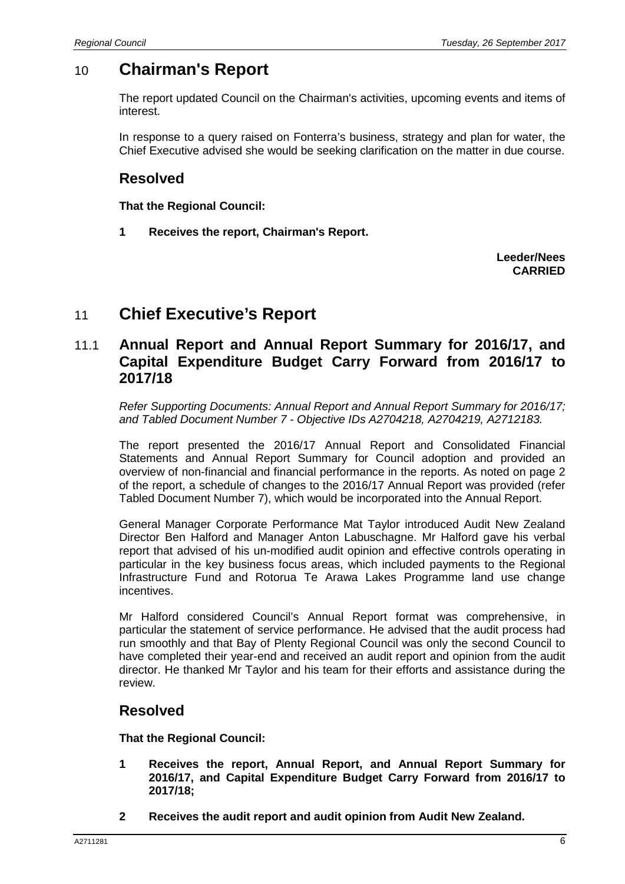## 10 Chairman's Report

The report updated Council on the Chairman's activities, upcoming events and items of interest.

In response to a query raised on Fonterra's business, strategy and plan for water, the Chief Executive advised she would be seeking clarification on the matter in due course.

### Resolved

**That the Regional Council:**

**1 Receives the report, Chairman's Report.**

**Leeder/Nees**
**CARRIED**

## 11 Chief Executive's Report

### 11.1 Annual Report and Annual Report Summary for 2016/17, and Capital Expenditure Budget Carry Forward from 2016/17 to 2017/18

*Refer Supporting Documents: Annual Report and Annual Report Summary for 2016/17; and Tabled Document Number 7 - Objective IDs A2704218, A2704219, A2712183.*

The report presented the 2016/17 Annual Report and Consolidated Financial Statements and Annual Report Summary for Council adoption and provided an overview of non-financial and financial performance in the reports. As noted on page 2 of the report, a schedule of changes to the 2016/17 Annual Report was provided (refer Tabled Document Number 7), which would be incorporated into the Annual Report.

General Manager Corporate Performance Mat Taylor introduced Audit New Zealand Director Ben Halford and Manager Anton Labuschagne. Mr Halford gave his verbal report that advised of his un-modified audit opinion and effective controls operating in particular in the key business focus areas, which included payments to the Regional Infrastructure Fund and Rotorua Te Arawa Lakes Programme land use change incentives.

Mr Halford considered Council's Annual Report format was comprehensive, in particular the statement of service performance. He advised that the audit process had run smoothly and that Bay of Plenty Regional Council was only the second Council to have completed their year-end and received an audit report and opinion from the audit director. He thanked Mr Taylor and his team for their efforts and assistance during the review.

### Resolved

**That the Regional Council:**

**1 Receives the report, Annual Report, and Annual Report Summary for 2016/17, and Capital Expenditure Budget Carry Forward from 2016/17 to 2017/18;**

**2 Receives the audit report and audit opinion from Audit New Zealand.**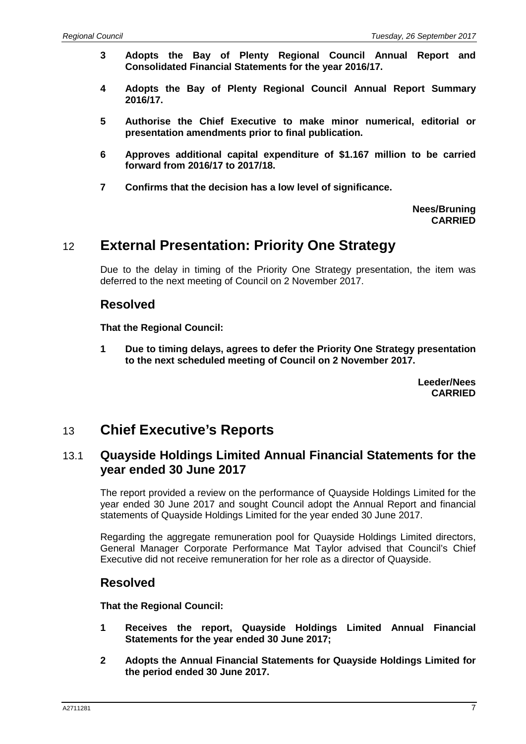**3 Adopts the Bay of Plenty Regional Council Annual Report and Consolidated Financial Statements for the year 2016/17.**

**4 Adopts the Bay of Plenty Regional Council Annual Report Summary 2016/17.**

**5 Authorise the Chief Executive to make minor numerical, editorial or presentation amendments prior to final publication.**

**6 Approves additional capital expenditure of $1.167 million to be carried forward from 2016/17 to 2017/18.**

**7 Confirms that the decision has a low level of significance.**

**Nees/Bruning**
**CARRIED**

# 12 External Presentation: Priority One Strategy

Due to the delay in timing of the Priority One Strategy presentation, the item was deferred to the next meeting of Council on 2 November 2017.

## Resolved

**That the Regional Council:**

**1 Due to timing delays, agrees to defer the Priority One Strategy presentation to the next scheduled meeting of Council on 2 November 2017.**

**Leeder/Nees**
**CARRIED**

# 13 Chief Executive's Reports

## 13.1 Quayside Holdings Limited Annual Financial Statements for the year ended 30 June 2017

The report provided a review on the performance of Quayside Holdings Limited for the year ended 30 June 2017 and sought Council adopt the Annual Report and financial statements of Quayside Holdings Limited for the year ended 30 June 2017.

Regarding the aggregate remuneration pool for Quayside Holdings Limited directors, General Manager Corporate Performance Mat Taylor advised that Council's Chief Executive did not receive remuneration for her role as a director of Quayside.

## Resolved

**That the Regional Council:**

**1 Receives the report, Quayside Holdings Limited Annual Financial Statements for the year ended 30 June 2017;**

**2 Adopts the Annual Financial Statements for Quayside Holdings Limited for the period ended 30 June 2017.**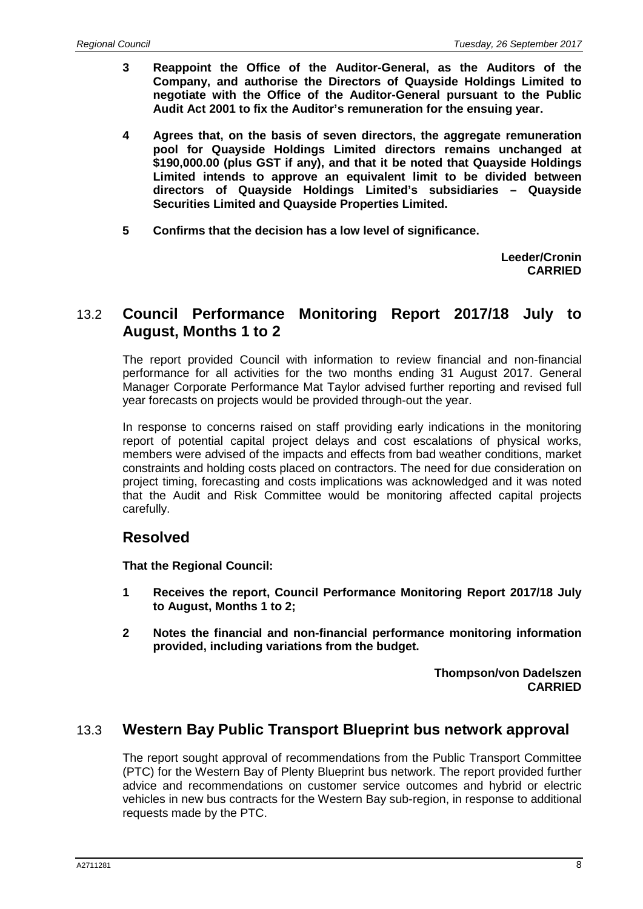**3 Reappoint the Office of the Auditor-General, as the Auditors of the Company, and authorise the Directors of Quayside Holdings Limited to negotiate with the Office of the Auditor-General pursuant to the Public Audit Act 2001 to fix the Auditor's remuneration for the ensuing year.**

**4 Agrees that, on the basis of seven directors, the aggregate remuneration pool for Quayside Holdings Limited directors remains unchanged at $190,000.00 (plus GST if any), and that it be noted that Quayside Holdings Limited intends to approve an equivalent limit to be divided between directors of Quayside Holdings Limited's subsidiaries – Quayside Securities Limited and Quayside Properties Limited.**

**5 Confirms that the decision has a low level of significance.**

**Leeder/Cronin**
**CARRIED**

## 13.2 Council Performance Monitoring Report 2017/18 July to August, Months 1 to 2

The report provided Council with information to review financial and non-financial performance for all activities for the two months ending 31 August 2017. General Manager Corporate Performance Mat Taylor advised further reporting and revised full year forecasts on projects would be provided through-out the year.

In response to concerns raised on staff providing early indications in the monitoring report of potential capital project delays and cost escalations of physical works, members were advised of the impacts and effects from bad weather conditions, market constraints and holding costs placed on contractors. The need for due consideration on project timing, forecasting and costs implications was acknowledged and it was noted that the Audit and Risk Committee would be monitoring affected capital projects carefully.

### Resolved

**That the Regional Council:**

**1 Receives the report, Council Performance Monitoring Report 2017/18 July to August, Months 1 to 2;**

**2 Notes the financial and non-financial performance monitoring information provided, including variations from the budget.**

**Thompson/von Dadelszen**
**CARRIED**

## 13.3 Western Bay Public Transport Blueprint bus network approval

The report sought approval of recommendations from the Public Transport Committee (PTC) for the Western Bay of Plenty Blueprint bus network. The report provided further advice and recommendations on customer service outcomes and hybrid or electric vehicles in new bus contracts for the Western Bay sub-region, in response to additional requests made by the PTC.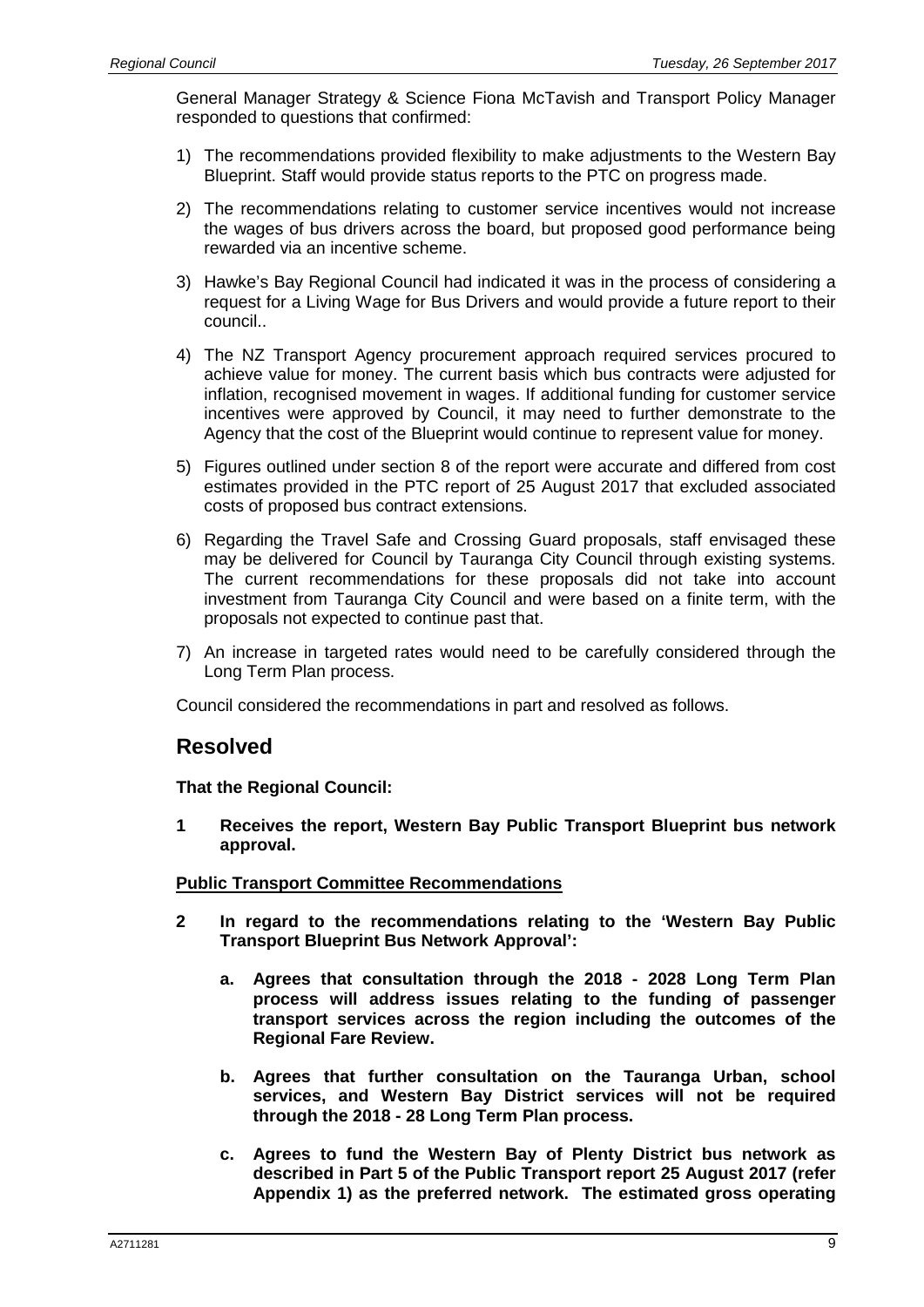General Manager Strategy & Science Fiona McTavish and Transport Policy Manager responded to questions that confirmed:

1) The recommendations provided flexibility to make adjustments to the Western Bay Blueprint. Staff would provide status reports to the PTC on progress made.

2) The recommendations relating to customer service incentives would not increase the wages of bus drivers across the board, but proposed good performance being rewarded via an incentive scheme.

3) Hawke's Bay Regional Council had indicated it was in the process of considering a request for a Living Wage for Bus Drivers and would provide a future report to their council..

4) The NZ Transport Agency procurement approach required services procured to achieve value for money. The current basis which bus contracts were adjusted for inflation, recognised movement in wages. If additional funding for customer service incentives were approved by Council, it may need to further demonstrate to the Agency that the cost of the Blueprint would continue to represent value for money.

5) Figures outlined under section 8 of the report were accurate and differed from cost estimates provided in the PTC report of 25 August 2017 that excluded associated costs of proposed bus contract extensions.

6) Regarding the Travel Safe and Crossing Guard proposals, staff envisaged these may be delivered for Council by Tauranga City Council through existing systems. The current recommendations for these proposals did not take into account investment from Tauranga City Council and were based on a finite term, with the proposals not expected to continue past that.

7) An increase in targeted rates would need to be carefully considered through the Long Term Plan process.

Council considered the recommendations in part and resolved as follows.

## Resolved

**That the Regional Council:**

**1 Receives the report, Western Bay Public Transport Blueprint bus network approval.**

**<u>Public Transport Committee Recommendations</u>**

**2 In regard to the recommendations relating to the 'Western Bay Public Transport Blueprint Bus Network Approval':**

**a. Agrees that consultation through the 2018 - 2028 Long Term Plan process will address issues relating to the funding of passenger transport services across the region including the outcomes of the Regional Fare Review.**

**b. Agrees that further consultation on the Tauranga Urban, school services, and Western Bay District services will not be required through the 2018 - 28 Long Term Plan process.**

**c. Agrees to fund the Western Bay of Plenty District bus network as described in Part 5 of the Public Transport report 25 August 2017 (refer Appendix 1) as the preferred network. The estimated gross operating**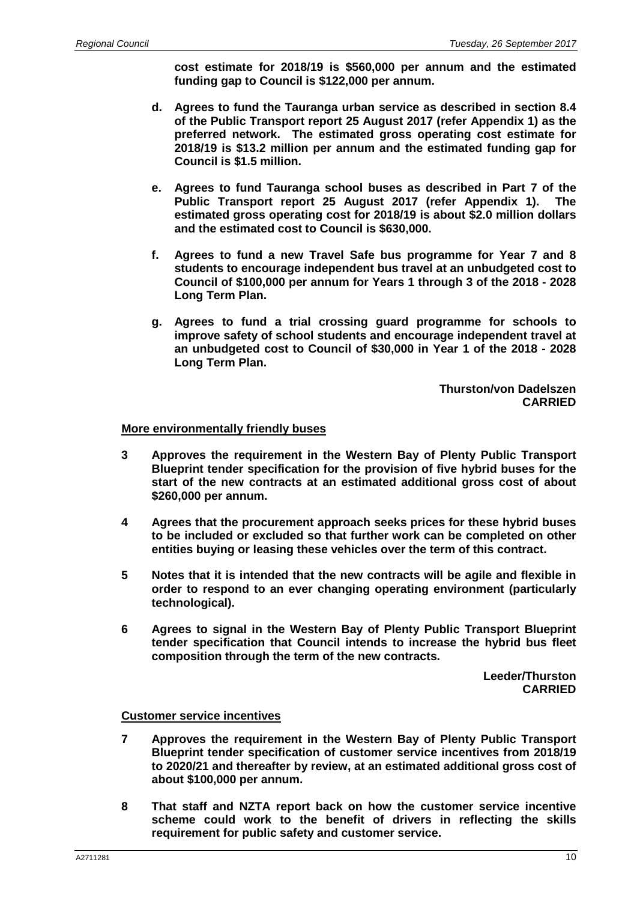**cost estimate for 2018/19 is $560,000 per annum and the estimated funding gap to Council is $122,000 per annum.**

**d. Agrees to fund the Tauranga urban service as described in section 8.4 of the Public Transport report 25 August 2017 (refer Appendix 1) as the preferred network. The estimated gross operating cost estimate for 2018/19 is $13.2 million per annum and the estimated funding gap for Council is $1.5 million.**

**e. Agrees to fund Tauranga school buses as described in Part 7 of the Public Transport report 25 August 2017 (refer Appendix 1). The estimated gross operating cost for 2018/19 is about $2.0 million dollars and the estimated cost to Council is $630,000.**

**f. Agrees to fund a new Travel Safe bus programme for Year 7 and 8 students to encourage independent bus travel at an unbudgeted cost to Council of $100,000 per annum for Years 1 through 3 of the 2018 - 2028 Long Term Plan.**

**g. Agrees to fund a trial crossing guard programme for schools to improve safety of school students and encourage independent travel at an unbudgeted cost to Council of $30,000 in Year 1 of the 2018 - 2028 Long Term Plan.**

**Thurston/von Dadelszen**
**CARRIED**

**More environmentally friendly buses**

**3 Approves the requirement in the Western Bay of Plenty Public Transport Blueprint tender specification for the provision of five hybrid buses for the start of the new contracts at an estimated additional gross cost of about $260,000 per annum.**

**4 Agrees that the procurement approach seeks prices for these hybrid buses to be included or excluded so that further work can be completed on other entities buying or leasing these vehicles over the term of this contract.**

**5 Notes that it is intended that the new contracts will be agile and flexible in order to respond to an ever changing operating environment (particularly technological).**

**6 Agrees to signal in the Western Bay of Plenty Public Transport Blueprint tender specification that Council intends to increase the hybrid bus fleet composition through the term of the new contracts.**

**Leeder/Thurston**
**CARRIED**

**Customer service incentives**

**7 Approves the requirement in the Western Bay of Plenty Public Transport Blueprint tender specification of customer service incentives from 2018/19 to 2020/21 and thereafter by review, at an estimated additional gross cost of about $100,000 per annum.**

**8 That staff and NZTA report back on how the customer service incentive scheme could work to the benefit of drivers in reflecting the skills requirement for public safety and customer service.**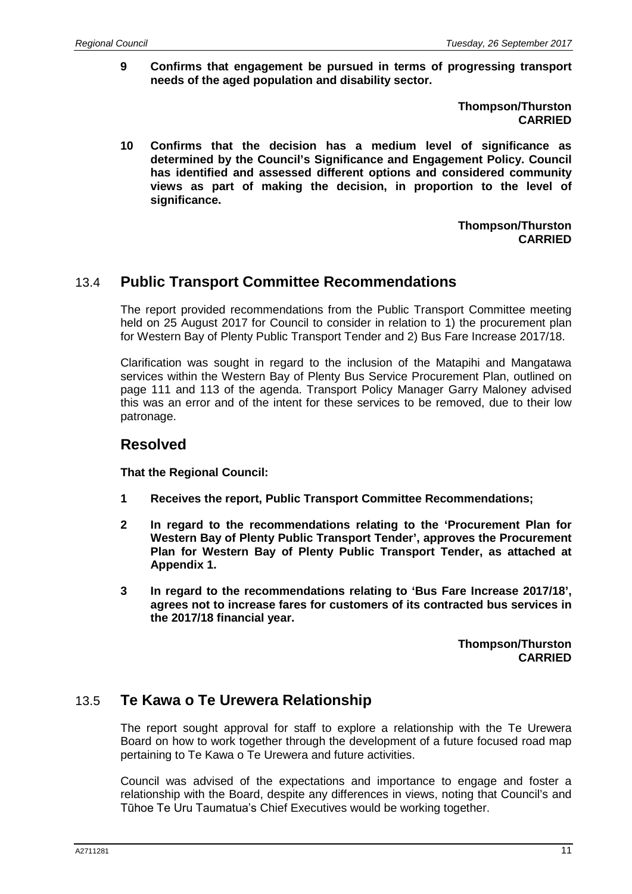**9 Confirms that engagement be pursued in terms of progressing transport needs of the aged population and disability sector.**

**Thompson/Thurston**
**CARRIED**

**10 Confirms that the decision has a medium level of significance as determined by the Council's Significance and Engagement Policy. Council has identified and assessed different options and considered community views as part of making the decision, in proportion to the level of significance.**

**Thompson/Thurston**
**CARRIED**

## 13.4 Public Transport Committee Recommendations

The report provided recommendations from the Public Transport Committee meeting held on 25 August 2017 for Council to consider in relation to 1) the procurement plan for Western Bay of Plenty Public Transport Tender and 2) Bus Fare Increase 2017/18.

Clarification was sought in regard to the inclusion of the Matapihi and Mangatawa services within the Western Bay of Plenty Bus Service Procurement Plan, outlined on page 111 and 113 of the agenda. Transport Policy Manager Garry Maloney advised this was an error and of the intent for these services to be removed, due to their low patronage.

### Resolved

**That the Regional Council:**

**1 Receives the report, Public Transport Committee Recommendations;**

**2 In regard to the recommendations relating to the 'Procurement Plan for Western Bay of Plenty Public Transport Tender', approves the Procurement Plan for Western Bay of Plenty Public Transport Tender, as attached at Appendix 1.**

**3 In regard to the recommendations relating to 'Bus Fare Increase 2017/18', agrees not to increase fares for customers of its contracted bus services in the 2017/18 financial year.**

**Thompson/Thurston**
**CARRIED**

## 13.5 Te Kawa o Te Urewera Relationship

The report sought approval for staff to explore a relationship with the Te Urewera Board on how to work together through the development of a future focused road map pertaining to Te Kawa o Te Urewera and future activities.

Council was advised of the expectations and importance to engage and foster a relationship with the Board, despite any differences in views, noting that Council's and Tūhoe Te Uru Taumatua's Chief Executives would be working together.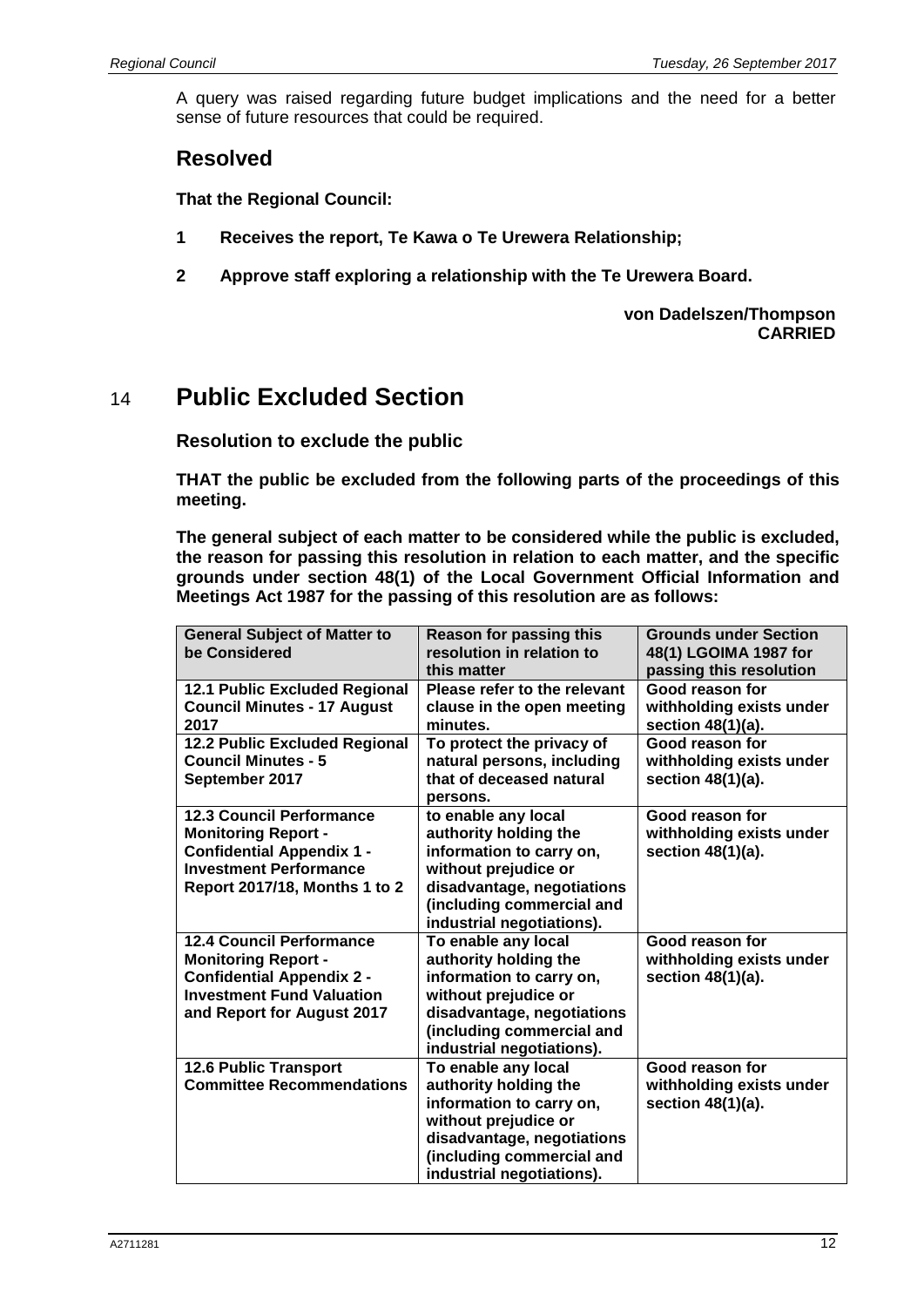A query was raised regarding future budget implications and the need for a better sense of future resources that could be required.

## Resolved

**That the Regional Council:**

**1 Receives the report, Te Kawa o Te Urewera Relationship;**

**2 Approve staff exploring a relationship with the Te Urewera Board.**

**von Dadelszen/Thompson**
**CARRIED**

# 14 Public Excluded Section

### Resolution to exclude the public

**THAT the public be excluded from the following parts of the proceedings of this meeting.**

**The general subject of each matter to be considered while the public is excluded, the reason for passing this resolution in relation to each matter, and the specific grounds under section 48(1) of the Local Government Official Information and Meetings Act 1987 for the passing of this resolution are as follows:**

| General Subject of Matter to be Considered | Reason for passing this resolution in relation to this matter | Grounds under Section 48(1) LGOIMA 1987 for passing this resolution |
|---|---|---|
| 12.1 Public Excluded Regional Council Minutes - 17 August 2017 | Please refer to the relevant clause in the open meeting minutes. | Good reason for withholding exists under section 48(1)(a). |
| 12.2 Public Excluded Regional Council Minutes - 5 September 2017 | To protect the privacy of natural persons, including that of deceased natural persons. | Good reason for withholding exists under section 48(1)(a). |
| 12.3 Council Performance Monitoring Report - Confidential Appendix 1 - Investment Performance Report 2017/18, Months 1 to 2 | to enable any local authority holding the information to carry on, without prejudice or disadvantage, negotiations (including commercial and industrial negotiations). | Good reason for withholding exists under section 48(1)(a). |
| 12.4 Council Performance Monitoring Report - Confidential Appendix 2 - Investment Fund Valuation and Report for August 2017 | To enable any local authority holding the information to carry on, without prejudice or disadvantage, negotiations (including commercial and industrial negotiations). | Good reason for withholding exists under section 48(1)(a). |
| 12.6 Public Transport Committee Recommendations | To enable any local authority holding the information to carry on, without prejudice or disadvantage, negotiations (including commercial and industrial negotiations). | Good reason for withholding exists under section 48(1)(a). |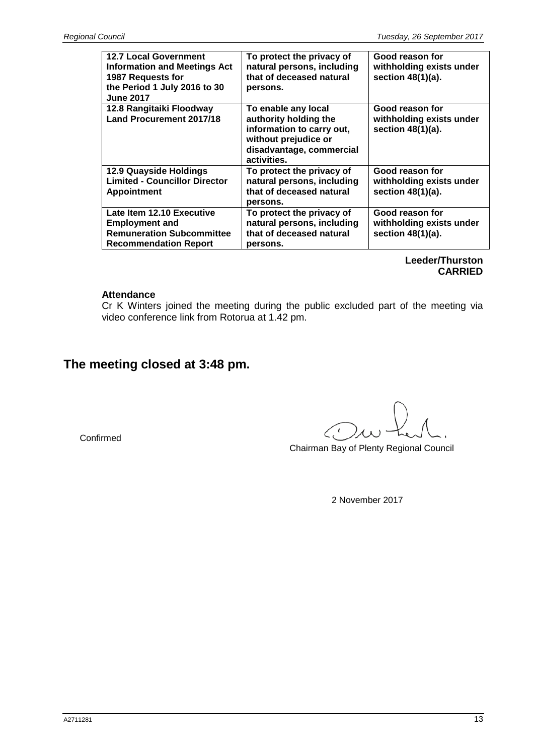| | | |
|---|---|---|
| **12.7 Local Government Information and Meetings Act 1987 Requests for the Period 1 July 2016 to 30 June 2017** | **To protect the privacy of natural persons, including that of deceased natural persons.** | **Good reason for withholding exists under section 48(1)(a).** |
| **12.8 Rangitaiki Floodway Land Procurement 2017/18** | **To enable any local authority holding the information to carry out, without prejudice or disadvantage, commercial activities.** | **Good reason for withholding exists under section 48(1)(a).** |
| **12.9 Quayside Holdings Limited - Councillor Director Appointment** | **To protect the privacy of natural persons, including that of deceased natural persons.** | **Good reason for withholding exists under section 48(1)(a).** |
| **Late Item 12.10 Executive Employment and Remuneration Subcommittee Recommendation Report** | **To protect the privacy of natural persons, including that of deceased natural persons.** | **Good reason for withholding exists under section 48(1)(a).** |

**Leeder/Thurston**
**CARRIED**

**Attendance**

Cr K Winters joined the meeting during the public excluded part of the meeting via video conference link from Rotorua at 1.42 pm.

## The meeting closed at 3:48 pm.

Confirmed

Chairman Bay of Plenty Regional Council

2 November 2017